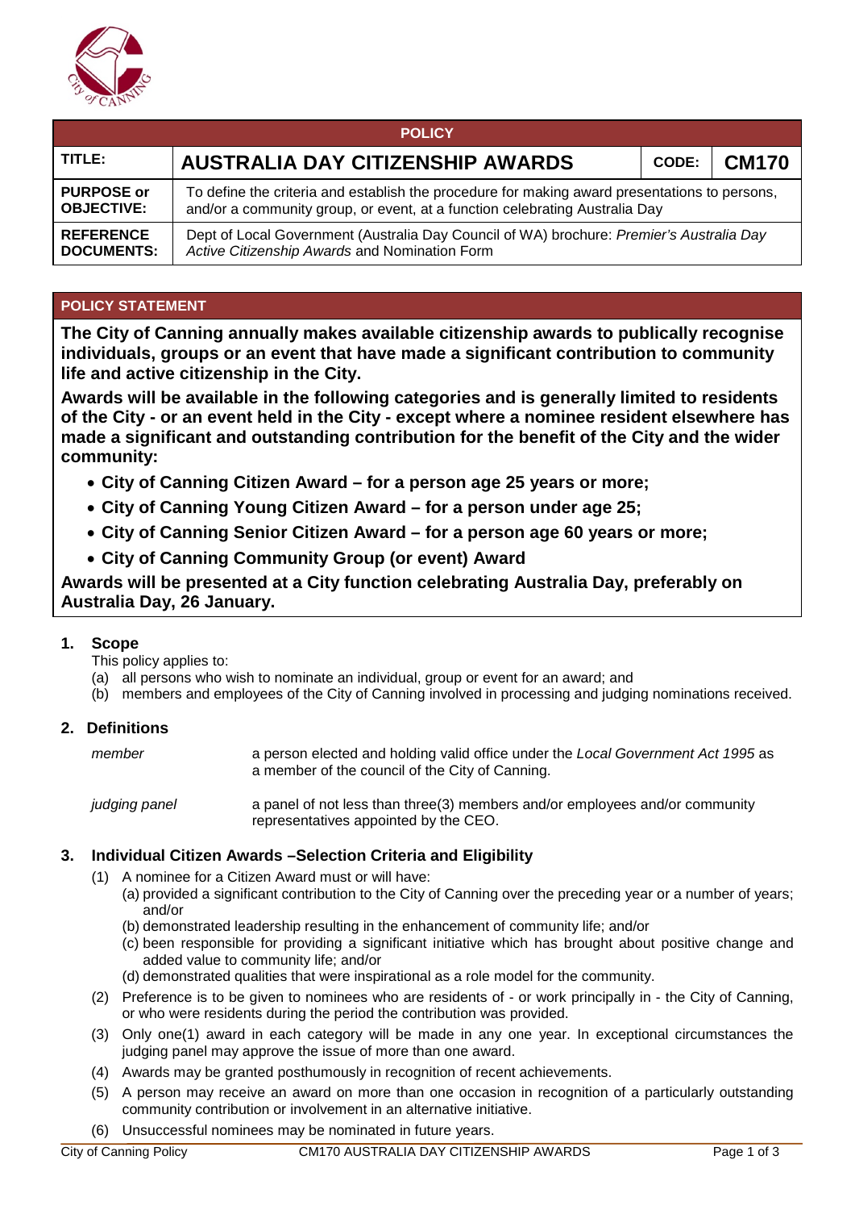| POLICY | | | |
|---|---|---|---|
| **TITLE:** | **AUSTRALIA DAY CITIZENSHIP AWARDS** | **CODE:** | **CM170** |
| **PURPOSE or OBJECTIVE:** | To define the criteria and establish the procedure for making award presentations to persons, and/or a community group, or event, at a function celebrating Australia Day | | |
| **REFERENCE DOCUMENTS:** | Dept of Local Government (Australia Day Council of WA) brochure: *Premier's Australia Day Active Citizenship Awards* and Nomination Form | | |

## POLICY STATEMENT

**The City of Canning annually makes available citizenship awards to publically recognise individuals, groups or an event that have made a significant contribution to community life and active citizenship in the City.**

**Awards will be available in the following categories and is generally limited to residents of the City - or an event held in the City - except where a nominee resident elsewhere has made a significant and outstanding contribution for the benefit of the City and the wider community:**

- **City of Canning Citizen Award – for a person age 25 years or more;**
- **City of Canning Young Citizen Award – for a person under age 25;**
- **City of Canning Senior Citizen Award – for a person age 60 years or more;**
- **City of Canning Community Group (or event) Award**

**Awards will be presented at a City function celebrating Australia Day, preferably on Australia Day, 26 January.**

## 1. Scope

This policy applies to:

(a) all persons who wish to nominate an individual, group or event for an award; and

(b) members and employees of the City of Canning involved in processing and judging nominations received.

## 2. Definitions

| | |
|---|---|
| *member* | a person elected and holding valid office under the *Local Government Act 1995* as a member of the council of the City of Canning. |
| *judging panel* | a panel of not less than three(3) members and/or employees and/or community representatives appointed by the CEO. |

## 3. Individual Citizen Awards –Selection Criteria and Eligibility

(1) A nominee for a Citizen Award must or will have:

  (a) provided a significant contribution to the City of Canning over the preceding year or a number of years; and/or

  (b) demonstrated leadership resulting in the enhancement of community life; and/or

  (c) been responsible for providing a significant initiative which has brought about positive change and added value to community life; and/or

  (d) demonstrated qualities that were inspirational as a role model for the community.

(2) Preference is to be given to nominees who are residents of - or work principally in - the City of Canning, or who were residents during the period the contribution was provided.

(3) Only one(1) award in each category will be made in any one year. In exceptional circumstances the judging panel may approve the issue of more than one award.

(4) Awards may be granted posthumously in recognition of recent achievements.

(5) A person may receive an award on more than one occasion in recognition of a particularly outstanding community contribution or involvement in an alternative initiative.

(6) Unsuccessful nominees may be nominated in future years.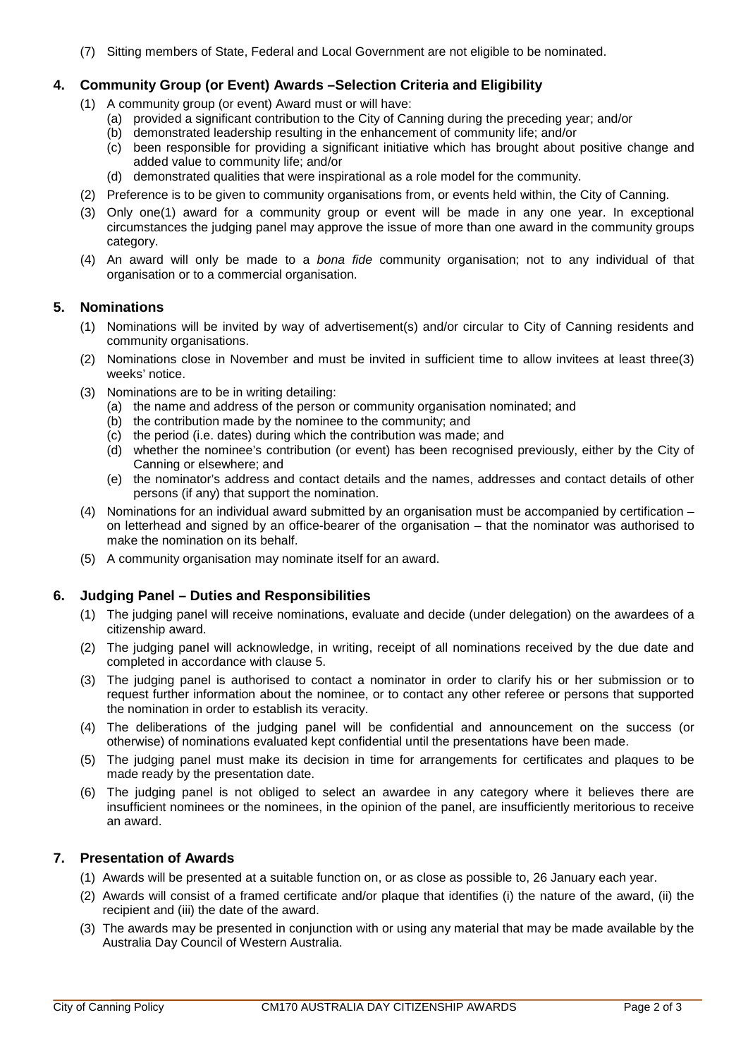(7) Sitting members of State, Federal and Local Government are not eligible to be nominated.

## 4. Community Group (or Event) Awards –Selection Criteria and Eligibility

(1) A community group (or event) Award must or will have:
   (a) provided a significant contribution to the City of Canning during the preceding year; and/or
   (b) demonstrated leadership resulting in the enhancement of community life; and/or
   (c) been responsible for providing a significant initiative which has brought about positive change and added value to community life; and/or
   (d) demonstrated qualities that were inspirational as a role model for the community.

(2) Preference is to be given to community organisations from, or events held within, the City of Canning.

(3) Only one(1) award for a community group or event will be made in any one year. In exceptional circumstances the judging panel may approve the issue of more than one award in the community groups category.

(4) An award will only be made to a *bona fide* community organisation; not to any individual of that organisation or to a commercial organisation.

## 5. Nominations

(1) Nominations will be invited by way of advertisement(s) and/or circular to City of Canning residents and community organisations.

(2) Nominations close in November and must be invited in sufficient time to allow invitees at least three(3) weeks' notice.

(3) Nominations are to be in writing detailing:
   (a) the name and address of the person or community organisation nominated; and
   (b) the contribution made by the nominee to the community; and
   (c) the period (i.e. dates) during which the contribution was made; and
   (d) whether the nominee's contribution (or event) has been recognised previously, either by the City of Canning or elsewhere; and
   (e) the nominator's address and contact details and the names, addresses and contact details of other persons (if any) that support the nomination.

(4) Nominations for an individual award submitted by an organisation must be accompanied by certification – on letterhead and signed by an office-bearer of the organisation – that the nominator was authorised to make the nomination on its behalf.

(5) A community organisation may nominate itself for an award.

## 6. Judging Panel – Duties and Responsibilities

(1) The judging panel will receive nominations, evaluate and decide (under delegation) on the awardees of a citizenship award.

(2) The judging panel will acknowledge, in writing, receipt of all nominations received by the due date and completed in accordance with clause 5.

(3) The judging panel is authorised to contact a nominator in order to clarify his or her submission or to request further information about the nominee, or to contact any other referee or persons that supported the nomination in order to establish its veracity.

(4) The deliberations of the judging panel will be confidential and announcement on the success (or otherwise) of nominations evaluated kept confidential until the presentations have been made.

(5) The judging panel must make its decision in time for arrangements for certificates and plaques to be made ready by the presentation date.

(6) The judging panel is not obliged to select an awardee in any category where it believes there are insufficient nominees or the nominees, in the opinion of the panel, are insufficiently meritorious to receive an award.

## 7. Presentation of Awards

(1) Awards will be presented at a suitable function on, or as close as possible to, 26 January each year.

(2) Awards will consist of a framed certificate and/or plaque that identifies (i) the nature of the award, (ii) the recipient and (iii) the date of the award.

(3) The awards may be presented in conjunction with or using any material that may be made available by the Australia Day Council of Western Australia.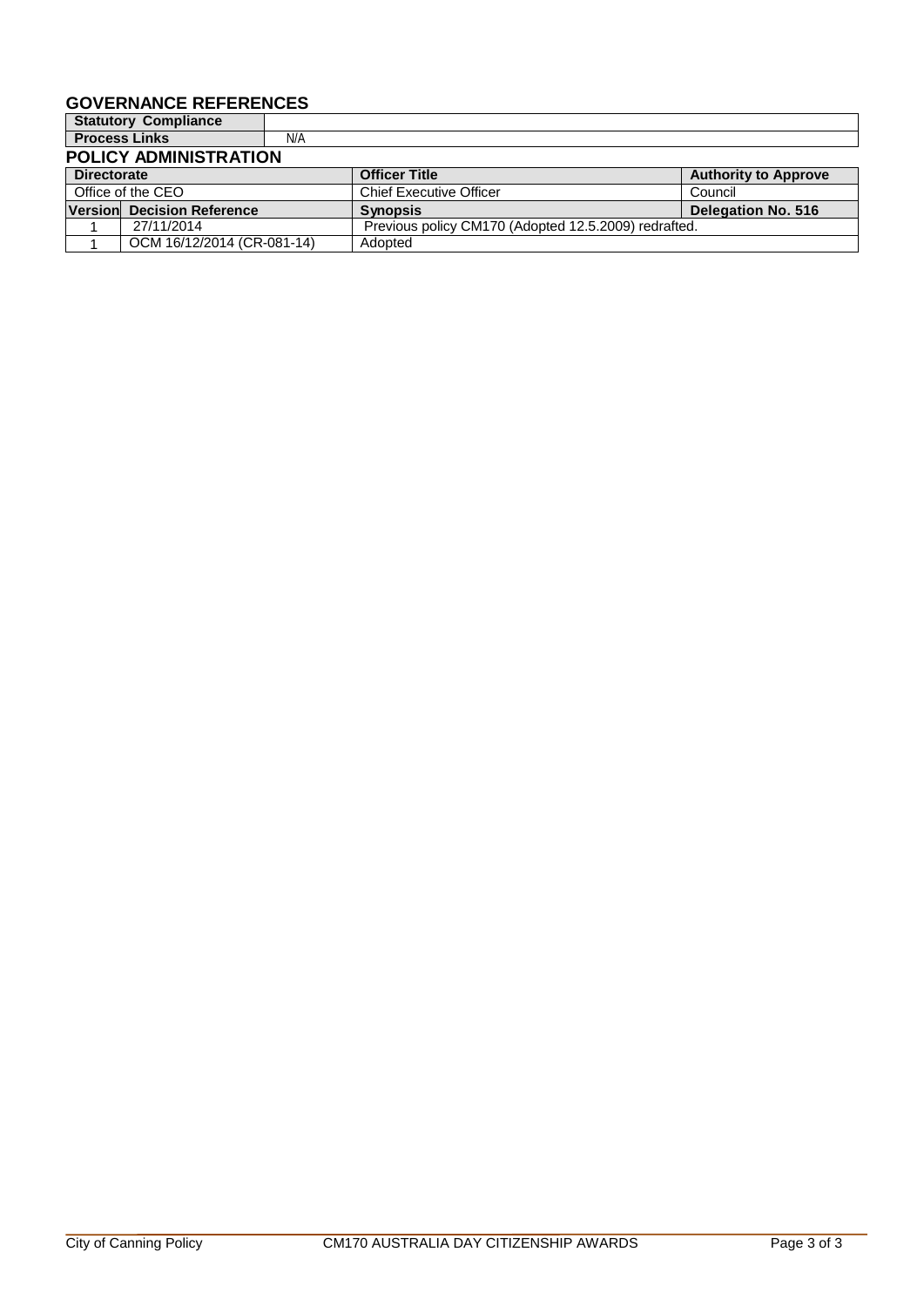## GOVERNANCE REFERENCES

| | |
|---|---|
| **Statutory Compliance** | |
| **Process Links** | N/A |

## POLICY ADMINISTRATION

| **Directorate** | | **Officer Title** | **Authority to Approve** |
|---|---|---|---|
| Office of the CEO | | Chief Executive Officer | Council |
| **Version** | **Decision Reference** | **Synopsis** | **Delegation No. 516** |
| 1 | 27/11/2014 | Previous policy CM170 (Adopted 12.5.2009) redrafted. | |
| 1 | OCM 16/12/2014 (CR-081-14) | Adopted | |